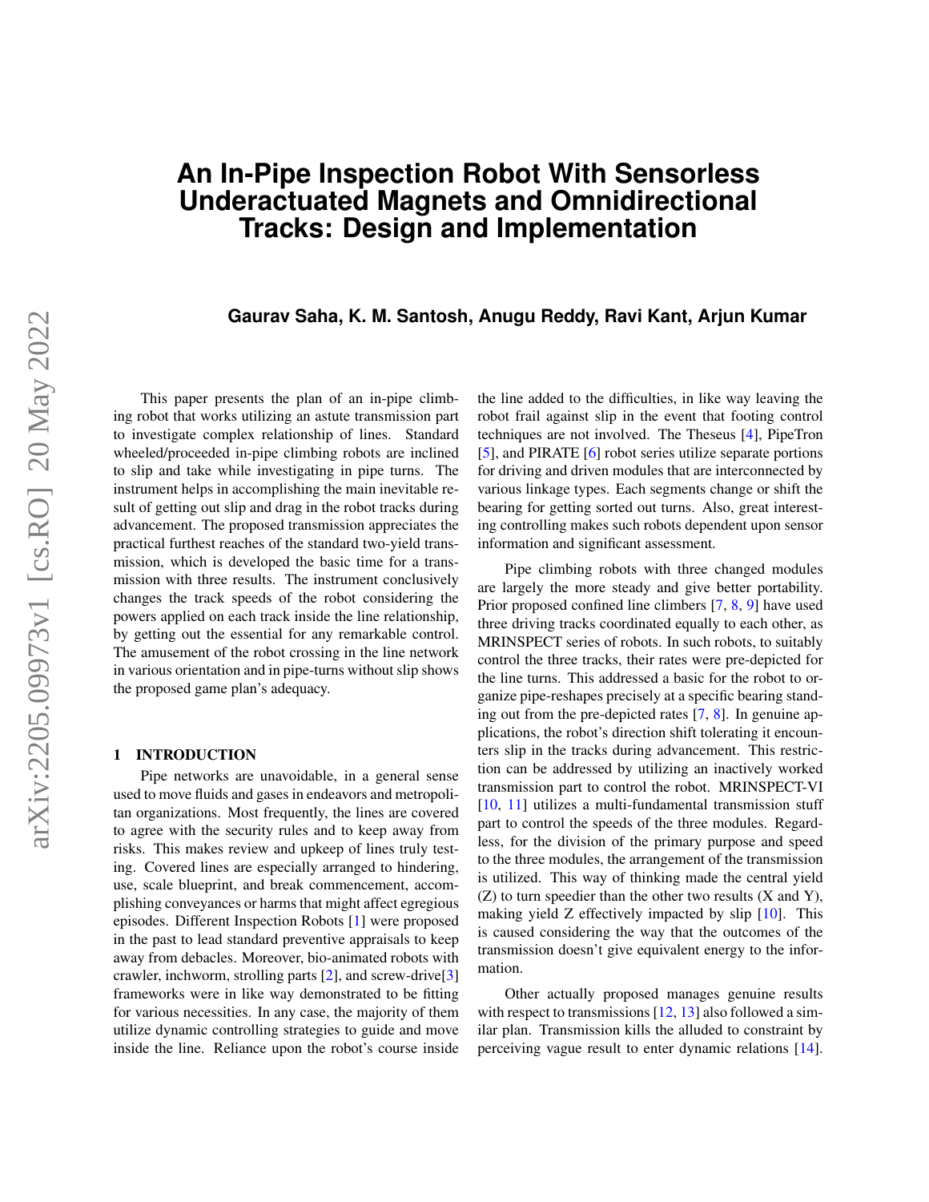# An In-Pipe Inspection Robot With Sensorless Underactuated Magnets and Omnidirectional Tracks: Design and Implementation

**Gaurav Saha, K. M. Santosh, Anugu Reddy, Ravi Kant, Arjun Kumar**

This paper presents the plan of an in-pipe climbing robot that works utilizing an astute transmission part to investigate complex relationship of lines. Standard wheeled/proceeded in-pipe climbing robots are inclined to slip and take while investigating in pipe turns. The instrument helps in accomplishing the main inevitable result of getting out slip and drag in the robot tracks during advancement. The proposed transmission appreciates the practical furthest reaches of the standard two-yield transmission, which is developed the basic time for a transmission with three results. The instrument conclusively changes the track speeds of the robot considering the powers applied on each track inside the line relationship, by getting out the essential for any remarkable control. The amusement of the robot crossing in the line network in various orientation and in pipe-turns without slip shows the proposed game plan's adequacy.

## 1 INTRODUCTION

Pipe networks are unavoidable, in a general sense used to move fluids and gases in endeavors and metropolitan organizations. Most frequently, the lines are covered to agree with the security rules and to keep away from risks. This makes review and upkeep of lines truly testing. Covered lines are especially arranged to hindering, use, scale blueprint, and break commencement, accomplishing conveyances or harms that might affect egregious episodes. Different Inspection Robots [1] were proposed in the past to lead standard preventive appraisals to keep away from debacles. Moreover, bio-animated robots with crawler, inchworm, strolling parts [2], and screw-drive[3] frameworks were in like way demonstrated to be fitting for various necessities. In any case, the majority of them utilize dynamic controlling strategies to guide and move inside the line. Reliance upon the robot's course inside the line added to the difficulties, in like way leaving the robot frail against slip in the event that footing control techniques are not involved. The Theseus [4], PipeTron [5], and PIRATE [6] robot series utilize separate portions for driving and driven modules that are interconnected by various linkage types. Each segments change or shift the bearing for getting sorted out turns. Also, great interesting controlling makes such robots dependent upon sensor information and significant assessment.

Pipe climbing robots with three changed modules are largely the more steady and give better portability. Prior proposed confined line climbers [7, 8, 9] have used three driving tracks coordinated equally to each other, as MRINSPECT series of robots. In such robots, to suitably control the three tracks, their rates were pre-depicted for the line turns. This addressed a basic for the robot to organize pipe-reshapes precisely at a specific bearing standing out from the pre-depicted rates [7, 8]. In genuine applications, the robot's direction shift tolerating it encounters slip in the tracks during advancement. This restriction can be addressed by utilizing an inactively worked transmission part to control the robot. MRINSPECT-VI [10, 11] utilizes a multi-fundamental transmission stuff part to control the speeds of the three modules. Regardless, for the division of the primary purpose and speed to the three modules, the arrangement of the transmission is utilized. This way of thinking made the central yield (Z) to turn speedier than the other two results (X and Y), making yield Z effectively impacted by slip [10]. This is caused considering the way that the outcomes of the transmission doesn't give equivalent energy to the information.

Other actually proposed manages genuine results with respect to transmissions [12, 13] also followed a similar plan. Transmission kills the alluded to constraint by perceiving vague result to enter dynamic relations [14].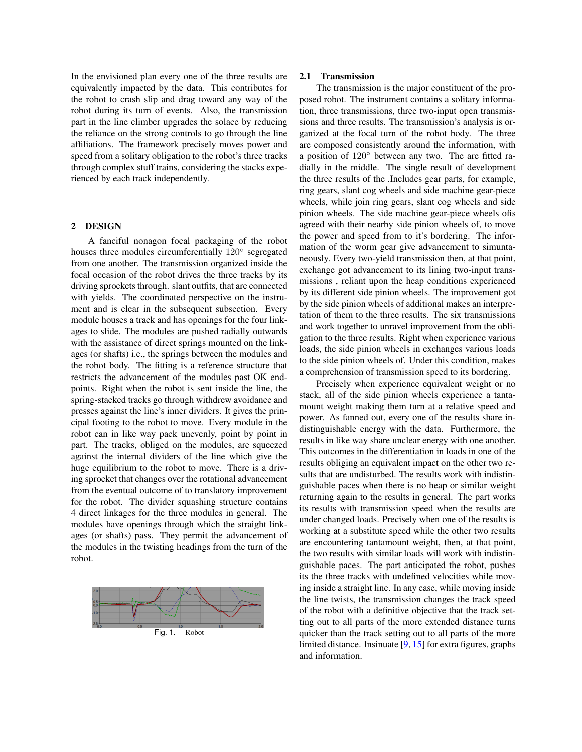In the envisioned plan every one of the three results are equivalently impacted by the data. This contributes for the robot to crash slip and drag toward any way of the robot during its turn of events. Also, the transmission part in the line climber upgrades the solace by reducing the reliance on the strong controls to go through the line affiliations. The framework precisely moves power and speed from a solitary obligation to the robot's three tracks through complex stuff trains, considering the stacks experienced by each track independently.

## 2 DESIGN

A fanciful nonagon focal packaging of the robot houses three modules circumferentially 120° segregated from one another. The transmission organized inside the focal occasion of the robot drives the three tracks by its driving sprockets through. slant outfits, that are connected with yields. The coordinated perspective on the instrument and is clear in the subsequent subsection. Every module houses a track and has openings for the four linkages to slide. The modules are pushed radially outwards with the assistance of direct springs mounted on the linkages (or shafts) i.e., the springs between the modules and the robot body. The fitting is a reference structure that restricts the advancement of the modules past OK endpoints. Right when the robot is sent inside the line, the spring-stacked tracks go through withdrew avoidance and presses against the line's inner dividers. It gives the principal footing to the robot to move. Every module in the robot can in like way pack unevenly, point by point in part. The tracks, obliged on the modules, are squeezed against the internal dividers of the line which give the huge equilibrium to the robot to move. There is a driving sprocket that changes over the rotational advancement from the eventual outcome of to translatory improvement for the robot. The divider squashing structure contains 4 direct linkages for the three modules in general. The modules have openings through which the straight linkages (or shafts) pass. They permit the advancement of the modules in the twisting headings from the turn of the robot.

Fig. 1. Robot

### 2.1 Transmission

The transmission is the major constituent of the proposed robot. The instrument contains a solitary information, three transmissions, three two-input open transmissions and three results. The transmission's analysis is organized at the focal turn of the robot body. The three are composed consistently around the information, with a position of 120° between any two. The are fitted radially in the middle. The single result of development the three results of the .Includes gear parts, for example, ring gears, slant cog wheels and side machine gear-piece wheels, while join ring gears, slant cog wheels and side pinion wheels. The side machine gear-piece wheels ofis agreed with their nearby side pinion wheels of, to move the power and speed from to it's bordering. The information of the worm gear give advancement to simuntaneously. Every two-yield transmission then, at that point, exchange got advancement to its lining two-input transmissions , reliant upon the heap conditions experienced by its different side pinion wheels. The improvement got by the side pinion wheels of additional makes an interpretation of them to the three results. The six transmissions and work together to unravel improvement from the obligation to the three results. Right when experience various loads, the side pinion wheels in exchanges various loads to the side pinion wheels of. Under this condition, makes a comprehension of transmission speed to its bordering.

Precisely when experience equivalent weight or no stack, all of the side pinion wheels experience a tantamount weight making them turn at a relative speed and power. As fanned out, every one of the results share indistinguishable energy with the data. Furthermore, the results in like way share unclear energy with one another. This outcomes in the differentiation in loads in one of the results obliging an equivalent impact on the other two results that are undisturbed. The results work with indistinguishable paces when there is no heap or similar weight returning again to the results in general. The part works its results with transmission speed when the results are under changed loads. Precisely when one of the results is working at a substitute speed while the other two results are encountering tantamount weight, then, at that point, the two results with similar loads will work with indistinguishable paces. The part anticipated the robot, pushes its the three tracks with undefined velocities while moving inside a straight line. In any case, while moving inside the line twists, the transmission changes the track speed of the robot with a definitive objective that the track setting out to all parts of the more extended distance turns quicker than the track setting out to all parts of the more limited distance. Insinuate [9, 15] for extra figures, graphs and information.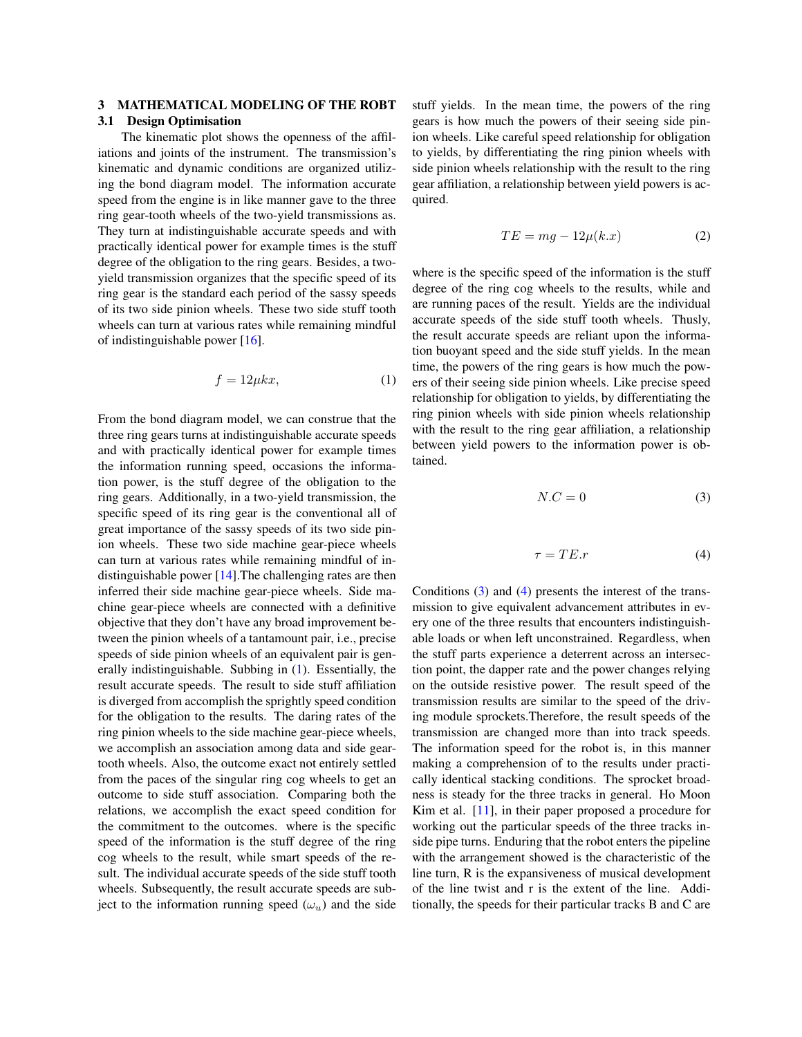## 3 MATHEMATICAL MODELING OF THE ROBT

### 3.1 Design Optimisation

The kinematic plot shows the openness of the affiliations and joints of the instrument. The transmission's kinematic and dynamic conditions are organized utilizing the bond diagram model. The information accurate speed from the engine is in like manner gave to the three ring gear-tooth wheels of the two-yield transmissions as. They turn at indistinguishable accurate speeds and with practically identical power for example times is the stuff degree of the obligation to the ring gears. Besides, a two-yield transmission organizes that the specific speed of its ring gear is the standard each period of the sassy speeds of its two side pinion wheels. These two side stuff tooth wheels can turn at various rates while remaining mindful of indistinguishable power [16].

$$f = 12\mu kx, \tag{1}$$

From the bond diagram model, we can construe that the three ring gears turns at indistinguishable accurate speeds and with practically identical power for example times the information running speed, occasions the information power, is the stuff degree of the obligation to the ring gears. Additionally, in a two-yield transmission, the specific speed of its ring gear is the conventional all of great importance of the sassy speeds of its two side pinion wheels. These two side machine gear-piece wheels can turn at various rates while remaining mindful of indistinguishable power [14].The challenging rates are then inferred their side machine gear-piece wheels. Side machine gear-piece wheels are connected with a definitive objective that they don't have any broad improvement between the pinion wheels of a tantamount pair, i.e., precise speeds of side pinion wheels of an equivalent pair is generally indistinguishable. Subbing in (1). Essentially, the result accurate speeds. The result to side stuff affiliation is diverged from accomplish the sprightly speed condition for the obligation to the results. The daring rates of the ring pinion wheels to the side machine gear-piece wheels, we accomplish an association among data and side gear-tooth wheels. Also, the outcome exact not entirely settled from the paces of the singular ring cog wheels to get an outcome to side stuff association. Comparing both the relations, we accomplish the exact speed condition for the commitment to the outcomes. where is the specific speed of the information is the stuff degree of the ring cog wheels to the result, while smart speeds of the result. The individual accurate speeds of the side stuff tooth wheels. Subsequently, the result accurate speeds are subject to the information running speed ($\omega_u$) and the side stuff yields. In the mean time, the powers of the ring gears is how much the powers of their seeing side pinion wheels. Like careful speed relationship for obligation to yields, by differentiating the ring pinion wheels with side pinion wheels relationship with the result to the ring gear affiliation, a relationship between yield powers is acquired.

$$TE = mg - 12\mu(k.x) \tag{2}$$

where is the specific speed of the information is the stuff degree of the ring cog wheels to the results, while and are running paces of the result. Yields are the individual accurate speeds of the side stuff tooth wheels. Thusly, the result accurate speeds are reliant upon the information buoyant speed and the side stuff yields. In the mean time, the powers of the ring gears is how much the powers of their seeing side pinion wheels. Like precise speed relationship for obligation to yields, by differentiating the ring pinion wheels with side pinion wheels relationship with the result to the ring gear affiliation, a relationship between yield powers to the information power is obtained.

$$N.C = 0 \tag{3}$$

$$\tau = TE.r \tag{4}$$

Conditions (3) and (4) presents the interest of the transmission to give equivalent advancement attributes in every one of the three results that encounters indistinguishable loads or when left unconstrained. Regardless, when the stuff parts experience a deterrent across an intersection point, the dapper rate and the power changes relying on the outside resistive power. The result speed of the transmission results are similar to the speed of the driving module sprockets.Therefore, the result speeds of the transmission are changed more than into track speeds. The information speed for the robot is, in this manner making a comprehension of to the results under practically identical stacking conditions. The sprocket broadness is steady for the three tracks in general. Ho Moon Kim et al. [11], in their paper proposed a procedure for working out the particular speeds of the three tracks inside pipe turns. Enduring that the robot enters the pipeline with the arrangement showed is the characteristic of the line turn, R is the expansiveness of musical development of the line twist and r is the extent of the line. Additionally, the speeds for their particular tracks B and C are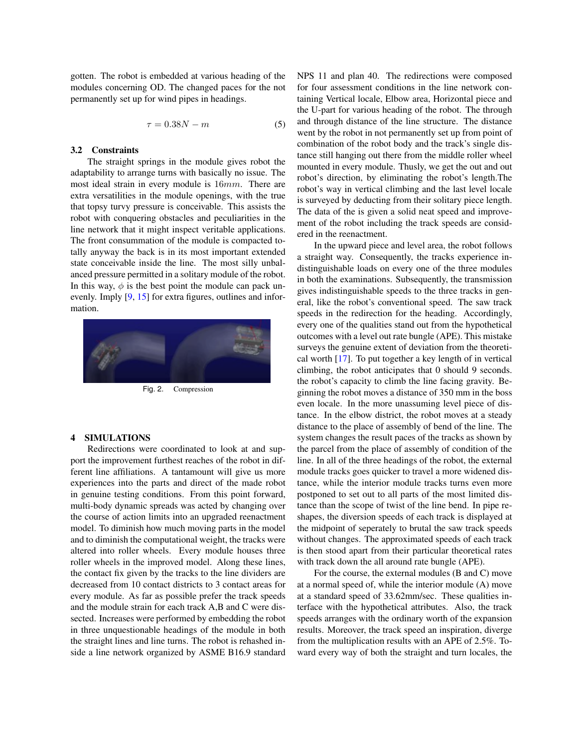gotten. The robot is embedded at various heading of the modules concerning OD. The changed paces for the not permanently set up for wind pipes in headings.

$$\tau = 0.38N - m \tag{5}$$

### 3.2 Constraints

The straight springs in the module gives robot the adaptability to arrange turns with basically no issue. The most ideal strain in every module is $16mm$. There are extra versatilities in the module openings, with the true that topsy turvy pressure is conceivable. This assists the robot with conquering obstacles and peculiarities in the line network that it might inspect veritable applications. The front consummation of the module is compacted totally anyway the back is in its most important extended state conceivable inside the line. The most silly unbalanced pressure permitted in a solitary module of the robot. In this way, $\phi$ is the best point the module can pack unevenly. Imply [9, 15] for extra figures, outlines and information.

Fig. 2. Compression

## 4 SIMULATIONS

Redirections were coordinated to look at and support the improvement furthest reaches of the robot in different line affiliations. A tantamount will give us more experiences into the parts and direct of the made robot in genuine testing conditions. From this point forward, multi-body dynamic spreads was acted by changing over the course of action limits into an upgraded reenactment model. To diminish how much moving parts in the model and to diminish the computational weight, the tracks were altered into roller wheels. Every module houses three roller wheels in the improved model. Along these lines, the contact fix given by the tracks to the line dividers are decreased from 10 contact districts to 3 contact areas for every module. As far as possible prefer the track speeds and the module strain for each track A,B and C were dissected. Increases were performed by embedding the robot in three unquestionable headings of the module in both the straight lines and line turns. The robot is rehashed inside a line network organized by ASME B16.9 standard NPS 11 and plan 40. The redirections were composed for four assessment conditions in the line network containing Vertical locale, Elbow area, Horizontal piece and the U-part for various heading of the robot. The through and through distance of the line structure. The distance went by the robot in not permanently set up from point of combination of the robot body and the track's single distance still hanging out there from the middle roller wheel mounted in every module. Thusly, we get the out and out robot's direction, by eliminating the robot's length.The robot's way in vertical climbing and the last level locale is surveyed by deducting from their solitary piece length. The data of the is given a solid neat speed and improvement of the robot including the track speeds are considered in the reenactment.

In the upward piece and level area, the robot follows a straight way. Consequently, the tracks experience indistinguishable loads on every one of the three modules in both the examinations. Subsequently, the transmission gives indistinguishable speeds to the three tracks in general, like the robot's conventional speed. The saw track speeds in the redirection for the heading. Accordingly, every one of the qualities stand out from the hypothetical outcomes with a level out rate bungle (APE). This mistake surveys the genuine extent of deviation from the theoretical worth [17]. To put together a key length of in vertical climbing, the robot anticipates that 0 should 9 seconds. the robot's capacity to climb the line facing gravity. Beginning the robot moves a distance of 350 mm in the boss even locale. In the more unassuming level piece of distance. In the elbow district, the robot moves at a steady distance to the place of assembly of bend of the line. The system changes the result paces of the tracks as shown by the parcel from the place of assembly of condition of the line. In all of the three headings of the robot, the external module tracks goes quicker to travel a more widened distance, while the interior module tracks turns even more postponed to set out to all parts of the most limited distance than the scope of twist of the line bend. In pipe reshapes, the diversion speeds of each track is displayed at the midpoint of seperately to brutal the saw track speeds without changes. The approximated speeds of each track is then stood apart from their particular theoretical rates with track down the all around rate bungle (APE).

For the course, the external modules (B and C) move at a normal speed of, while the interior module (A) move at a standard speed of 33.62mm/sec. These qualities interface with the hypothetical attributes. Also, the track speeds arranges with the ordinary worth of the expansion results. Moreover, the track speed an inspiration, diverge from the multiplication results with an APE of 2.5%. Toward every way of both the straight and turn locales, the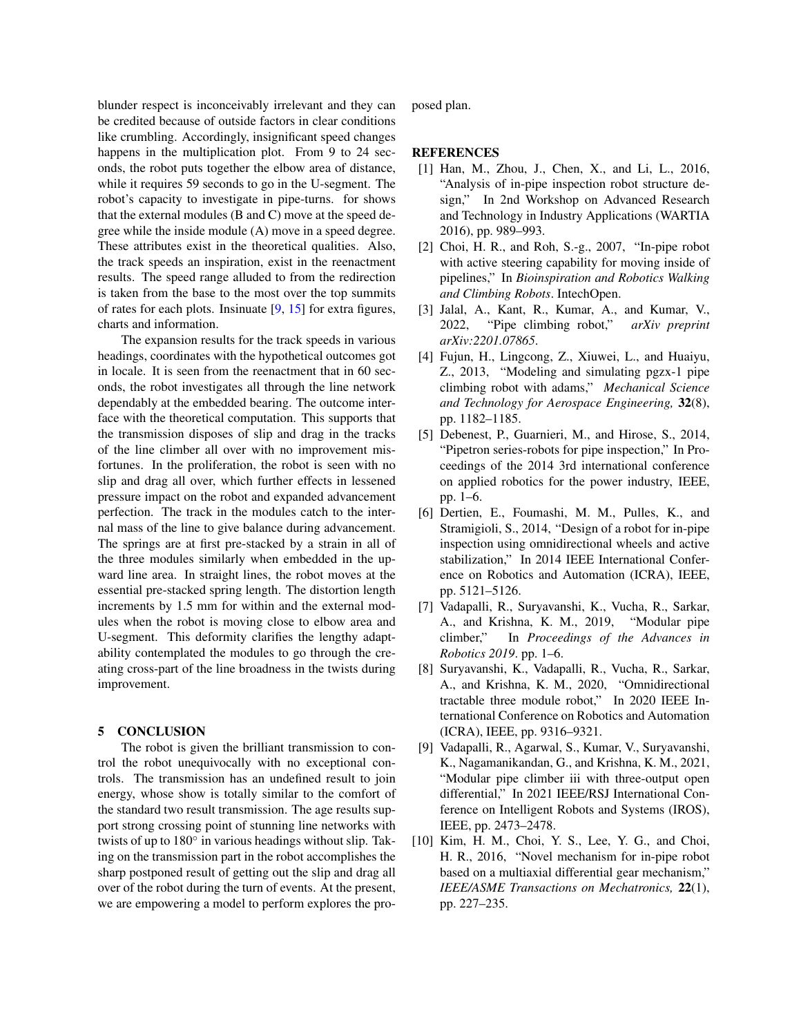blunder respect is inconceivably irrelevant and they can be credited because of outside factors in clear conditions like crumbling. Accordingly, insignificant speed changes happens in the multiplication plot. From 9 to 24 seconds, the robot puts together the elbow area of distance, while it requires 59 seconds to go in the U-segment. The robot's capacity to investigate in pipe-turns. for shows that the external modules (B and C) move at the speed degree while the inside module (A) move in a speed degree. These attributes exist in the theoretical qualities. Also, the track speeds an inspiration, exist in the reenactment results. The speed range alluded to from the redirection is taken from the base to the most over the top summits of rates for each plots. Insinuate [9, 15] for extra figures, charts and information.

The expansion results for the track speeds in various headings, coordinates with the hypothetical outcomes got in locale. It is seen from the reenactment that in 60 seconds, the robot investigates all through the line network dependably at the embedded bearing. The outcome interface with the theoretical computation. This supports that the transmission disposes of slip and drag in the tracks of the line climber all over with no improvement misfortunes. In the proliferation, the robot is seen with no slip and drag all over, which further effects in lessened pressure impact on the robot and expanded advancement perfection. The track in the modules catch to the internal mass of the line to give balance during advancement. The springs are at first pre-stacked by a strain in all of the three modules similarly when embedded in the upward line area. In straight lines, the robot moves at the essential pre-stacked spring length. The distortion length increments by 1.5 mm for within and the external modules when the robot is moving close to elbow area and U-segment. This deformity clarifies the lengthy adaptability contemplated the modules to go through the creating cross-part of the line broadness in the twists during improvement.

## 5 CONCLUSION

The robot is given the brilliant transmission to control the robot unequivocally with no exceptional controls. The transmission has an undefined result to join energy, whose show is totally similar to the comfort of the standard two result transmission. The age results support strong crossing point of stunning line networks with twists of up to 180° in various headings without slip. Taking on the transmission part in the robot accomplishes the sharp postponed result of getting out the slip and drag all over of the robot during the turn of events. At the present, we are empowering a model to perform explores the proposed plan.

## REFERENCES

[1] Han, M., Zhou, J., Chen, X., and Li, L., 2016, "Analysis of in-pipe inspection robot structure design," In 2nd Workshop on Advanced Research and Technology in Industry Applications (WARTIA 2016), pp. 989–993.

[2] Choi, H. R., and Roh, S.-g., 2007, "In-pipe robot with active steering capability for moving inside of pipelines," In *Bioinspiration and Robotics Walking and Climbing Robots*. IntechOpen.

[3] Jalal, A., Kant, R., Kumar, A., and Kumar, V., 2022, "Pipe climbing robot," *arXiv preprint arXiv:2201.07865*.

[4] Fujun, H., Lingcong, Z., Xiuwei, L., and Huaiyu, Z., 2013, "Modeling and simulating pgzx-1 pipe climbing robot with adams," *Mechanical Science and Technology for Aerospace Engineering,* **32**(8), pp. 1182–1185.

[5] Debenest, P., Guarnieri, M., and Hirose, S., 2014, "Pipetron series-robots for pipe inspection," In Proceedings of the 2014 3rd international conference on applied robotics for the power industry, IEEE, pp. 1–6.

[6] Dertien, E., Foumashi, M. M., Pulles, K., and Stramigioli, S., 2014, "Design of a robot for in-pipe inspection using omnidirectional wheels and active stabilization," In 2014 IEEE International Conference on Robotics and Automation (ICRA), IEEE, pp. 5121–5126.

[7] Vadapalli, R., Suryavanshi, K., Vucha, R., Sarkar, A., and Krishna, K. M., 2019, "Modular pipe climber," In *Proceedings of the Advances in Robotics 2019*. pp. 1–6.

[8] Suryavanshi, K., Vadapalli, R., Vucha, R., Sarkar, A., and Krishna, K. M., 2020, "Omnidirectional tractable three module robot," In 2020 IEEE International Conference on Robotics and Automation (ICRA), IEEE, pp. 9316–9321.

[9] Vadapalli, R., Agarwal, S., Kumar, V., Suryavanshi, K., Nagamanikandan, G., and Krishna, K. M., 2021, "Modular pipe climber iii with three-output open differential," In 2021 IEEE/RSJ International Conference on Intelligent Robots and Systems (IROS), IEEE, pp. 2473–2478.

[10] Kim, H. M., Choi, Y. S., Lee, Y. G., and Choi, H. R., 2016, "Novel mechanism for in-pipe robot based on a multiaxial differential gear mechanism," *IEEE/ASME Transactions on Mechatronics,* **22**(1), pp. 227–235.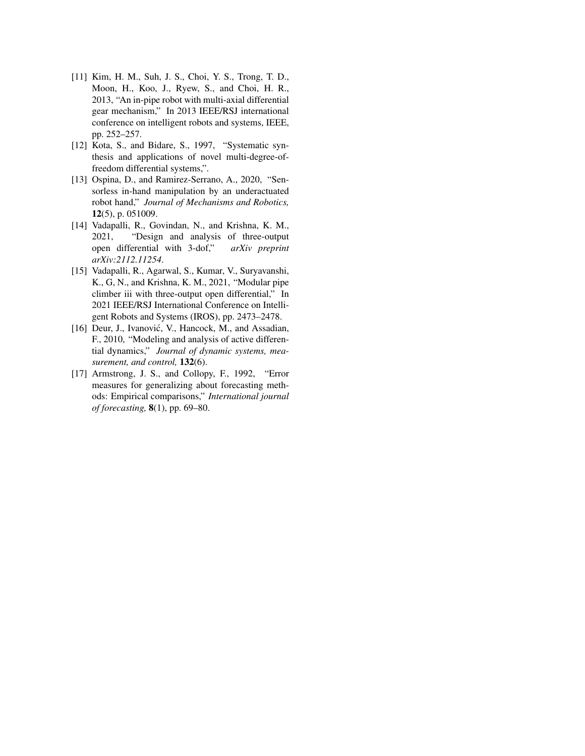[11] Kim, H. M., Suh, J. S., Choi, Y. S., Trong, T. D., Moon, H., Koo, J., Ryew, S., and Choi, H. R., 2013, "An in-pipe robot with multi-axial differential gear mechanism," In 2013 IEEE/RSJ international conference on intelligent robots and systems, IEEE, pp. 252–257.

[12] Kota, S., and Bidare, S., 1997, "Systematic synthesis and applications of novel multi-degree-of-freedom differential systems,".

[13] Ospina, D., and Ramirez-Serrano, A., 2020, "Sensorless in-hand manipulation by an underactuated robot hand," *Journal of Mechanisms and Robotics,* **12**(5), p. 051009.

[14] Vadapalli, R., Govindan, N., and Krishna, K. M., 2021, "Design and analysis of three-output open differential with 3-dof," *arXiv preprint arXiv:2112.11254*.

[15] Vadapalli, R., Agarwal, S., Kumar, V., Suryavanshi, K., G, N., and Krishna, K. M., 2021, "Modular pipe climber iii with three-output open differential," In 2021 IEEE/RSJ International Conference on Intelligent Robots and Systems (IROS), pp. 2473–2478.

[16] Deur, J., Ivanović, V., Hancock, M., and Assadian, F., 2010, "Modeling and analysis of active differential dynamics," *Journal of dynamic systems, measurement, and control,* **132**(6).

[17] Armstrong, J. S., and Collopy, F., 1992, "Error measures for generalizing about forecasting methods: Empirical comparisons," *International journal of forecasting,* **8**(1), pp. 69–80.